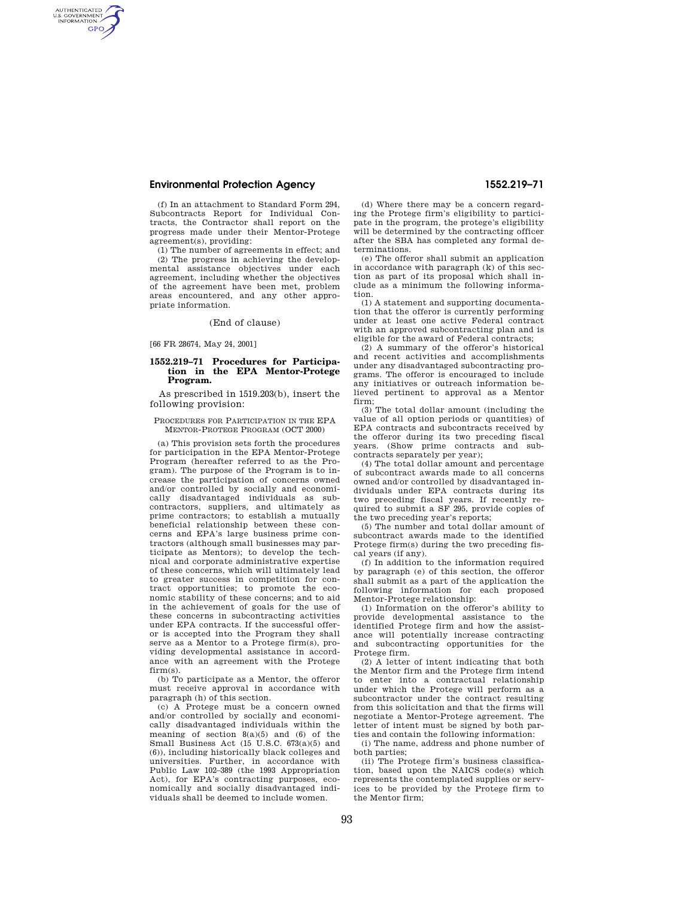(f) In an attachment to Standard Form 294, Subcontracts Report for Individual Contracts, the Contractor shall report on the progress made under their Mentor-Protege agreement(s), providing:

(1) The number of agreements in effect; and

(2) The progress in achieving the developmental assistance objectives under each agreement, including whether the objectives of the agreement have been met, problem areas encountered, and any other appropriate information.

(End of clause)

[66 FR 28674, May 24, 2001]

## 1552.219–71 Procedures for Participation in the EPA Mentor-Protege Program.

As prescribed in 1519.203(b), insert the following provision:

PROCEDURES FOR PARTICIPATION IN THE EPA MENTOR-PROTEGE PROGRAM (OCT 2000)

(a) This provision sets forth the procedures for participation in the EPA Mentor-Protege Program (hereafter referred to as the Program). The purpose of the Program is to increase the participation of concerns owned and/or controlled by socially and economically disadvantaged individuals as subcontractors, suppliers, and ultimately as prime contractors; to establish a mutually beneficial relationship between these concerns and EPA's large business prime contractors (although small businesses may participate as Mentors); to develop the technical and corporate administrative expertise of these concerns, which will ultimately lead to greater success in competition for contract opportunities; to promote the economic stability of these concerns; and to aid in the achievement of goals for the use of these concerns in subcontracting activities under EPA contracts. If the successful offeror is accepted into the Program they shall serve as a Mentor to a Protege firm(s), providing developmental assistance in accordance with an agreement with the Protege firm(s).

(b) To participate as a Mentor, the offeror must receive approval in accordance with paragraph (h) of this section.

(c) A Protege must be a concern owned and/or controlled by socially and economically disadvantaged individuals within the meaning of section 8(a)(5) and (6) of the Small Business Act (15 U.S.C. 673(a)(5) and (6)), including historically black colleges and universities. Further, in accordance with Public Law 102–389 (the 1993 Appropriation Act), for EPA's contracting purposes, economically and socially disadvantaged individuals shall be deemed to include women.

(d) Where there may be a concern regarding the Protege firm's eligibility to participate in the program, the protege's eligibility will be determined by the contracting officer after the SBA has completed any formal determinations.

(e) The offeror shall submit an application in accordance with paragraph (k) of this section as part of its proposal which shall include as a minimum the following information.

(1) A statement and supporting documentation that the offeror is currently performing under at least one active Federal contract with an approved subcontracting plan and is eligible for the award of Federal contracts;

(2) A summary of the offeror's historical and recent activities and accomplishments under any disadvantaged subcontracting programs. The offeror is encouraged to include any initiatives or outreach information believed pertinent to approval as a Mentor firm;

(3) The total dollar amount (including the value of all option periods or quantities) of EPA contracts and subcontracts received by the offeror during its two preceding fiscal years. (Show prime contracts and subcontracts separately per year);

(4) The total dollar amount and percentage of subcontract awards made to all concerns owned and/or controlled by disadvantaged individuals under EPA contracts during its two preceding fiscal years. If recently required to submit a SF 295, provide copies of the two preceding year's reports;

(5) The number and total dollar amount of subcontract awards made to the identified Protege firm(s) during the two preceding fiscal years (if any).

(f) In addition to the information required by paragraph (e) of this section, the offeror shall submit as a part of the application the following information for each proposed Mentor-Protege relationship:

(1) Information on the offeror's ability to provide developmental assistance to the identified Protege firm and how the assistance will potentially increase contracting and subcontracting opportunities for the Protege firm.

(2) A letter of intent indicating that both the Mentor firm and the Protege firm intend to enter into a contractual relationship under which the Protege will perform as a subcontractor under the contract resulting from this solicitation and that the firms will negotiate a Mentor-Protege agreement. The letter of intent must be signed by both parties and contain the following information:

(i) The name, address and phone number of both parties;

(ii) The Protege firm's business classification, based upon the NAICS code(s) which represents the contemplated supplies or services to be provided by the Protege firm to the Mentor firm;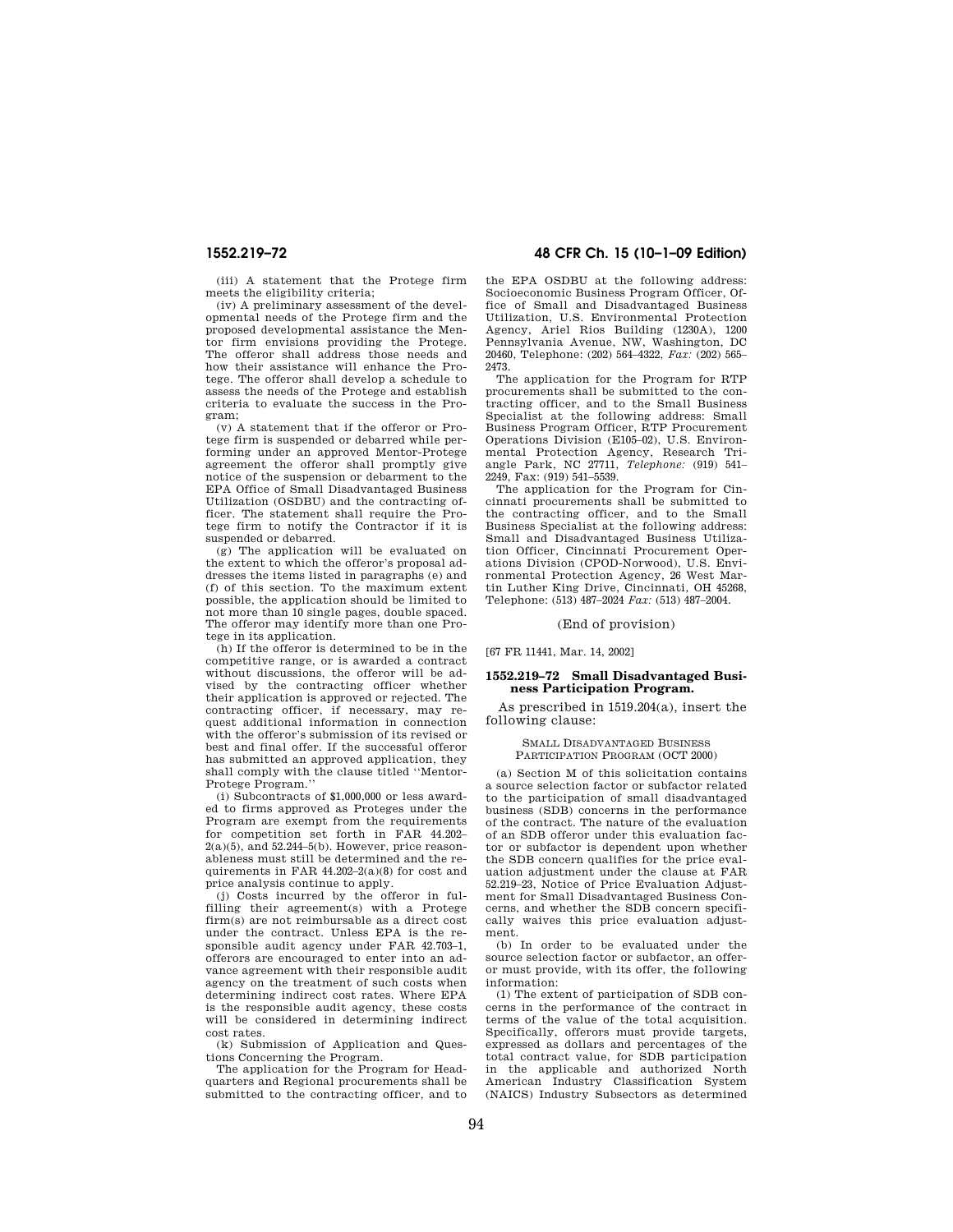(iii) A statement that the Protege firm meets the eligibility criteria;

(iv) A preliminary assessment of the developmental needs of the Protege firm and the proposed developmental assistance the Mentor firm envisions providing the Protege. The offeror shall address those needs and how their assistance will enhance the Protege. The offeror shall develop a schedule to assess the needs of the Protege and establish criteria to evaluate the success in the Program;

(v) A statement that if the offeror or Protege firm is suspended or debarred while performing under an approved Mentor-Protege agreement the offeror shall promptly give notice of the suspension or debarment to the EPA Office of Small Disadvantaged Business Utilization (OSDBU) and the contracting officer. The statement shall require the Protege firm to notify the Contractor if it is suspended or debarred.

(g) The application will be evaluated on the extent to which the offeror's proposal addresses the items listed in paragraphs (e) and (f) of this section. To the maximum extent possible, the application should be limited to not more than 10 single pages, double spaced. The offeror may identify more than one Protege in its application.

(h) If the offeror is determined to be in the competitive range, or is awarded a contract without discussions, the offeror will be advised by the contracting officer whether their application is approved or rejected. The contracting officer, if necessary, may request additional information in connection with the offeror's submission of its revised or best and final offer. If the successful offeror has submitted an approved application, they shall comply with the clause titled ''Mentor-Protege Program.''

(i) Subcontracts of $1,000,000 or less awarded to firms approved as Proteges under the Program are exempt from the requirements for competition set forth in FAR 44.202–2(a)(5), and 52.244–5(b). However, price reasonableness must still be determined and the requirements in FAR 44.202–2(a)(8) for cost and price analysis continue to apply.

(j) Costs incurred by the offeror in fulfilling their agreement(s) with a Protege firm(s) are not reimbursable as a direct cost under the contract. Unless EPA is the responsible audit agency under FAR 42.703–1, offerors are encouraged to enter into an advance agreement with their responsible audit agency on the treatment of such costs when determining indirect cost rates. Where EPA is the responsible audit agency, these costs will be considered in determining indirect cost rates.

(k) Submission of Application and Questions Concerning the Program.

The application for the Program for Headquarters and Regional procurements shall be submitted to the contracting officer, and to the EPA OSDBU at the following address: Socioeconomic Business Program Officer, Office of Small and Disadvantaged Business Utilization, U.S. Environmental Protection Agency, Ariel Rios Building (1230A), 1200 Pennsylvania Avenue, NW, Washington, DC 20460, Telephone: (202) 564–4322, *Fax:* (202) 565–2473.

The application for the Program for RTP procurements shall be submitted to the contracting officer, and to the Small Business Specialist at the following address: Small Business Program Officer, RTP Procurement Operations Division (E105–02), U.S. Environmental Protection Agency, Research Triangle Park, NC 27711, *Telephone:* (919) 541–2249, Fax: (919) 541–5539.

The application for the Program for Cincinnati procurements shall be submitted to the contracting officer, and to the Small Business Specialist at the following address: Small and Disadvantaged Business Utilization Officer, Cincinnati Procurement Operations Division (CPOD-Norwood), U.S. Environmental Protection Agency, 26 West Martin Luther King Drive, Cincinnati, OH 45268, Telephone: (513) 487–2024 *Fax:* (513) 487–2004.

(End of provision)

[67 FR 11441, Mar. 14, 2002]

### 1552.219–72 Small Disadvantaged Business Participation Program.

As prescribed in 1519.204(a), insert the following clause:

SMALL DISADVANTAGED BUSINESS PARTICIPATION PROGRAM (OCT 2000)

(a) Section M of this solicitation contains a source selection factor or subfactor related to the participation of small disadvantaged business (SDB) concerns in the performance of the contract. The nature of the evaluation of an SDB offeror under this evaluation factor or subfactor is dependent upon whether the SDB concern qualifies for the price evaluation adjustment under the clause at FAR 52.219–23, Notice of Price Evaluation Adjustment for Small Disadvantaged Business Concerns, and whether the SDB concern specifically waives this price evaluation adjustment.

(b) In order to be evaluated under the source selection factor or subfactor, an offeror must provide, with its offer, the following information:

(1) The extent of participation of SDB concerns in the performance of the contract in terms of the value of the total acquisition. Specifically, offerors must provide targets, expressed as dollars and percentages of the total contract value, for SDB participation in the applicable and authorized North American Industry Classification System (NAICS) Industry Subsectors as determined